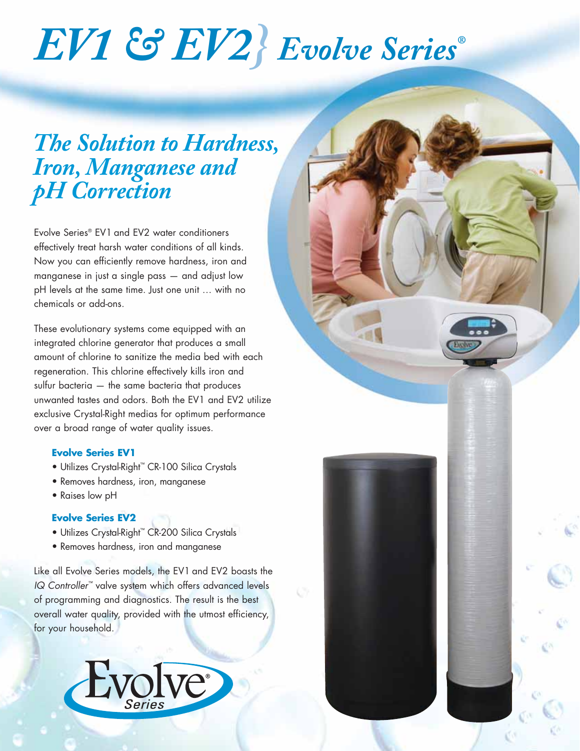# EV1 & EV2} *Evolve Series®*

## *The Solution to Hardness, Iron, Manganese and pH Correction*

Evolve Series® EV1 and EV2 water conditioners effectively treat harsh water conditions of all kinds. Now you can efficiently remove hardness, iron and manganese in just a single pass — and adjust low pH levels at the same time. Just one unit … with no chemicals or add-ons.

These evolutionary systems come equipped with an integrated chlorine generator that produces a small amount of chlorine to sanitize the media bed with each regeneration. This chlorine effectively kills iron and sulfur bacteria — the same bacteria that produces unwanted tastes and odors. Both the EV1 and EV2 utilize exclusive Crystal-Right medias for optimum performance over a broad range of water quality issues.

**Evolve Series EV1**

- Utilizes Crystal-Right™ CR-100 Silica Crystals
- Removes hardness, iron, manganese
- Raises low pH

**Evolve Series EV2**

- Utilizes Crystal-Right™ CR-200 Silica Crystals
- Removes hardness, iron and manganese

Like all Evolve Series models, the EV1 and EV2 boasts the *IQ Controller™* valve system which offers advanced levels of programming and diagnostics. The result is the best overall water quality, provided with the utmost efficiency, for your household.

Evolve® Series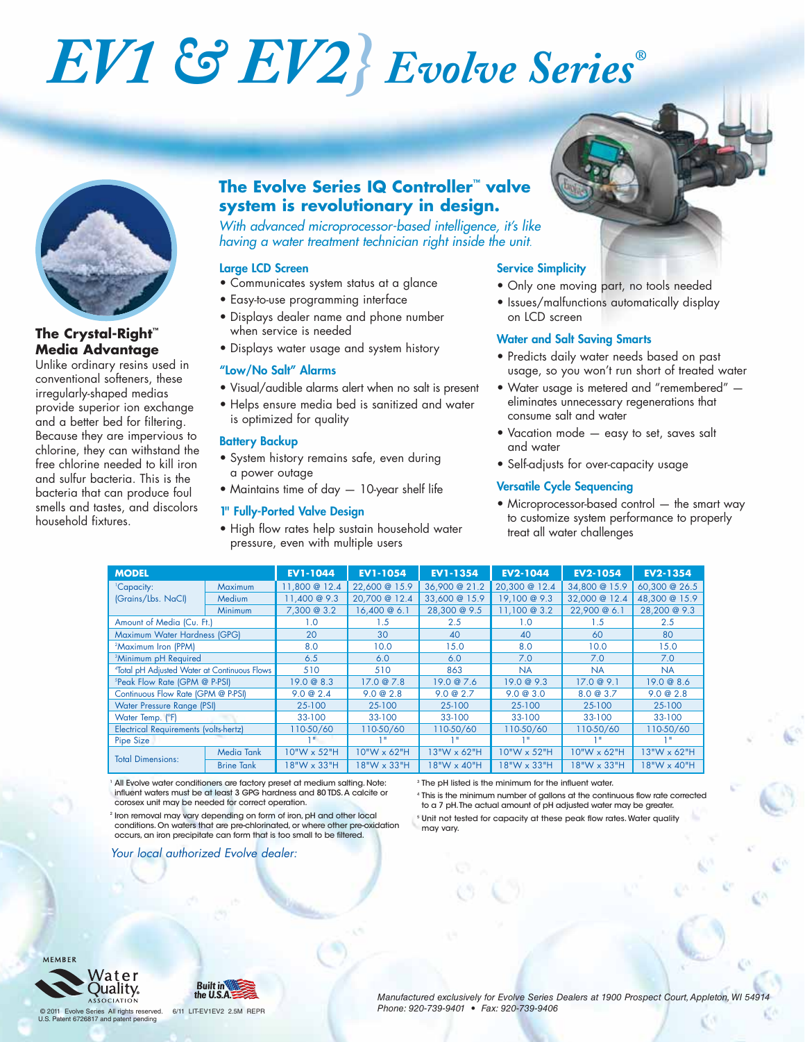# EV1 & EV2} Evolve Series®

### The Crystal-Right™ Media Advantage

Unlike ordinary resins used in conventional softeners, these irregularly-shaped medias provide superior ion exchange and a better bed for filtering. Because they are impervious to chlorine, they can withstand the free chlorine needed to kill iron and sulfur bacteria. This is the bacteria that can produce foul smells and tastes, and discolors household fixtures.

## The Evolve Series IQ Controller™ valve system is revolutionary in design.

*With advanced microprocessor-based intelligence, it's like having a water treatment technician right inside the unit.*

### Large LCD Screen

- Communicates system status at a glance
- Easy-to-use programming interface
- Displays dealer name and phone number when service is needed
- Displays water usage and system history

### "Low/No Salt" Alarms

- Visual/audible alarms alert when no salt is present
- Helps ensure media bed is sanitized and water is optimized for quality

### Battery Backup

- System history remains safe, even during a power outage
- Maintains time of day — 10-year shelf life

### 1" Fully-Ported Valve Design

- High flow rates help sustain household water pressure, even with multiple users

### Service Simplicity

- Only one moving part, no tools needed
- Issues/malfunctions automatically display on LCD screen

### Water and Salt Saving Smarts

- Predicts daily water needs based on past usage, so you won't run short of treated water
- Water usage is metered and "remembered" — eliminates unnecessary regenerations that consume salt and water
- Vacation mode — easy to set, saves salt and water
- Self-adjusts for over-capacity usage

### Versatile Cycle Sequencing

- Microprocessor-based control — the smart way to customize system performance to properly treat all water challenges

| MODEL | | EV1-1044 | EV1-1054 | EV1-1354 | EV2-1044 | EV2-1054 | EV2-1354 |
|---|---|---|---|---|---|---|---|
| [1]Capacity: (Grains/Lbs. NaCl) | Maximum | 11,800 @ 12.4 | 22,600 @ 15.9 | 36,900 @ 21.2 | 20,300 @ 12.4 | 34,800 @ 15.9 | 60,300 @ 26.5 |
| | Medium | 11,400 @ 9.3 | 20,700 @ 12.4 | 33,600 @ 15.9 | 19,100 @ 9.3 | 32,000 @ 12.4 | 48,300 @ 15.9 |
| | Minimum | 7,300 @ 3.2 | 16,400 @ 6.1 | 28,300 @ 9.5 | 11,100 @ 3.2 | 22,900 @ 6.1 | 28,200 @ 9.3 |
| Amount of Media (Cu. Ft.) | | 1.0 | 1.5 | 2.5 | 1.0 | 1.5 | 2.5 |
| Maximum Water Hardness (GPG) | | 20 | 30 | 40 | 40 | 60 | 80 |
| [2]Maximum Iron (PPM) | | 8.0 | 10.0 | 15.0 | 8.0 | 10.0 | 15.0 |
| [3]Minimum pH Required | | 6.5 | 6.0 | 6.0 | 7.0 | 7.0 | 7.0 |
| [4]Total pH Adjusted Water at Continuous Flows | | 510 | 510 | 863 | NA | NA | NA |
| [5]Peak Flow Rate (GPM @ P-PSI) | | 19.0 @ 8.3 | 17.0 @ 7.8 | 19.0 @ 7.6 | 19.0 @ 9.3 | 17.0 @ 9.1 | 19.0 @ 8.6 |
| Continuous Flow Rate (GPM @ P-PSI) | | 9.0 @ 2.4 | 9.0 @ 2.8 | 9.0 @ 2.7 | 9.0 @ 3.0 | 8.0 @ 3.7 | 9.0 @ 2.8 |
| Water Pressure Range (PSI) | | 25-100 | 25-100 | 25-100 | 25-100 | 25-100 | 25-100 |
| Water Temp. (°F) | | 33-100 | 33-100 | 33-100 | 33-100 | 33-100 | 33-100 |
| Electrical Requirements (volts-hertz) | | 110-50/60 | 110-50/60 | 110-50/60 | 110-50/60 | 110-50/60 | 110-50/60 |
| Pipe Size | | 1" | 1" | 1" | 1" | 1" | 1" |
| Total Dimensions: | Media Tank | 10"W x 52"H | 10"W x 62"H | 13"W x 62"H | 10"W x 52"H | 10"W x 62"H | 13"W x 62"H |
| | Brine Tank | 18"W x 33"H | 18"W x 33"H | 18"W x 40"H | 18"W x 33"H | 18"W x 33"H | 18"W x 40"H |

[1] All Evolve water conditioners are factory preset at medium salting. Note: influent waters must be at least 3 GPG hardness and 80 TDS. A calcite or corosex unit may be needed for correct operation.

[2] Iron removal may vary depending on form of iron, pH and other local conditions. On waters that are pre-chlorinated, or where other pre-oxidation occurs, an iron precipitate can form that is too small to be filtered.

[3] The pH listed is the minimum for the influent water.

[4] This is the minimum number of gallons at the continuous flow rate corrected to a 7 pH. The actual amount of pH adjusted water may be greater.

[5] Unit not tested for capacity at these peak flow rates. Water quality may vary.

*Your local authorized Evolve dealer:*

MEMBER Water Quality ASSOCIATION

Built in the U.S.A.

© 2011 Evolve Series All rights reserved. 6/11 LIT-EV1EV2 2.5M REPR
U.S. Patent 6726817 and patent pending

*Manufactured exclusively for Evolve Series Dealers at 1900 Prospect Court, Appleton, WI 54914*
*Phone: 920-739-9401 • Fax: 920-739-9406*